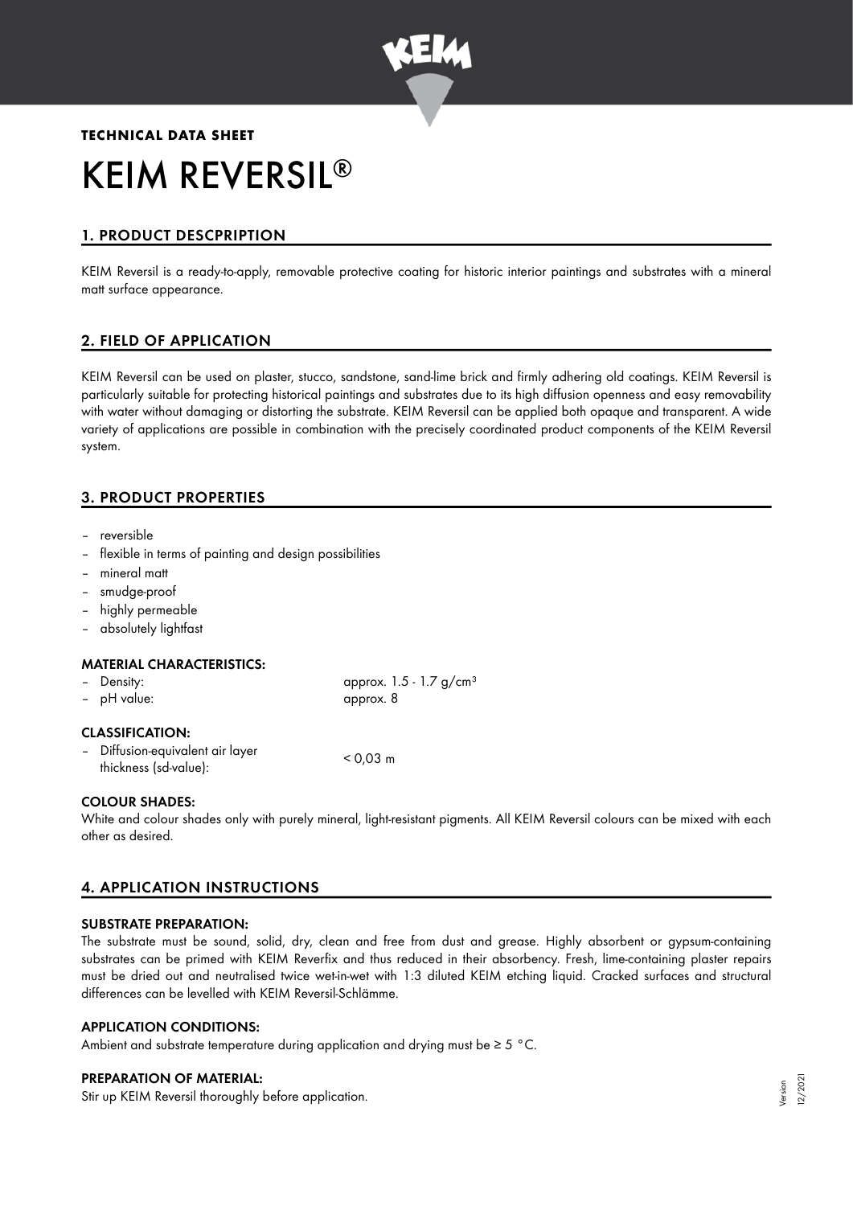**TECHNICAL DATA SHEET**

# KEIM REVERSIL®

## 1. PRODUCT DESCPRIPTION

KEIM Reversil is a ready-to-apply, removable protective coating for historic interior paintings and substrates with a mineral matt surface appearance.

## 2. FIELD OF APPLICATION

KEIM Reversil can be used on plaster, stucco, sandstone, sand-lime brick and firmly adhering old coatings. KEIM Reversil is particularly suitable for protecting historical paintings and substrates due to its high diffusion openness and easy removability with water without damaging or distorting the substrate. KEIM Reversil can be applied both opaque and transparent. A wide variety of applications are possible in combination with the precisely coordinated product components of the KEIM Reversil system.

## 3. PRODUCT PROPERTIES

- reversible
- flexible in terms of painting and design possibilities
- mineral matt
- smudge-proof
- highly permeable
- absolutely lightfast

### MATERIAL CHARACTERISTICS:

- Density: approx. 1.5 - 1.7 g/cm³
- pH value: approx. 8

### CLASSIFICATION:

- Diffusion-equivalent air layer thickness (sd-value): < 0,03 m

### COLOUR SHADES:

White and colour shades only with purely mineral, light-resistant pigments. All KEIM Reversil colours can be mixed with each other as desired.

## 4. APPLICATION INSTRUCTIONS

### SUBSTRATE PREPARATION:

The substrate must be sound, solid, dry, clean and free from dust and grease. Highly absorbent or gypsum-containing substrates can be primed with KEIM Reverfix and thus reduced in their absorbency. Fresh, lime-containing plaster repairs must be dried out and neutralised twice wet-in-wet with 1:3 diluted KEIM etching liquid. Cracked surfaces and structural differences can be levelled with KEIM Reversil-Schlämme.

### APPLICATION CONDITIONS:

Ambient and substrate temperature during application and drying must be ≥ 5 °C.

### PREPARATION OF MATERIAL:

Stir up KEIM Reversil thoroughly before application.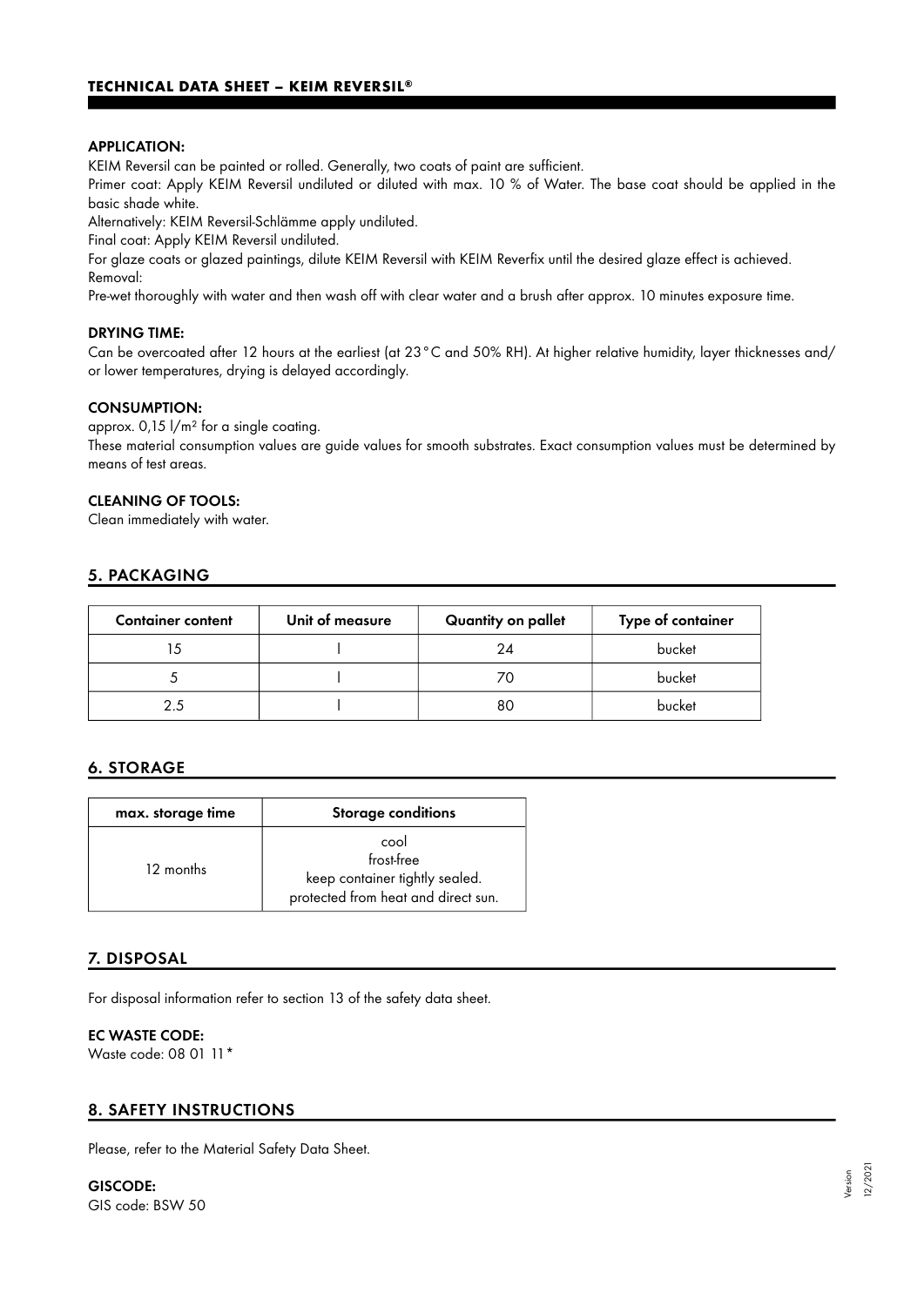### APPLICATION:

KEIM Reversil can be painted or rolled. Generally, two coats of paint are sufficient.

Primer coat: Apply KEIM Reversil undiluted or diluted with max. 10 % of Water. The base coat should be applied in the basic shade white.

Alternatively: KEIM Reversil-Schlämme apply undiluted.

Final coat: Apply KEIM Reversil undiluted.

For glaze coats or glazed paintings, dilute KEIM Reversil with KEIM Reverfix until the desired glaze effect is achieved.

Removal:

Pre-wet thoroughly with water and then wash off with clear water and a brush after approx. 10 minutes exposure time.

### DRYING TIME:

Can be overcoated after 12 hours at the earliest (at 23 °C and 50% RH). At higher relative humidity, layer thicknesses and/or lower temperatures, drying is delayed accordingly.

### CONSUMPTION:

approx. 0,15 l/m² for a single coating.

These material consumption values are guide values for smooth substrates. Exact consumption values must be determined by means of test areas.

### CLEANING OF TOOLS:

Clean immediately with water.

## 5. PACKAGING

| Container content | Unit of measure | Quantity on pallet | Type of container |
|---|---|---|---|
| 15 | l | 24 | bucket |
| 5 | l | 70 | bucket |
| 2.5 | l | 80 | bucket |

## 6. STORAGE

| max. storage time | Storage conditions |
|---|---|
| 12 months | cool<br>frost-free<br>keep container tightly sealed.<br>protected from heat and direct sun. |

## 7. DISPOSAL

For disposal information refer to section 13 of the safety data sheet.

### EC WASTE CODE:

Waste code: 08 01 11*

## 8. SAFETY INSTRUCTIONS

Please, refer to the Material Safety Data Sheet.

### GISCODE:

GIS code: BSW 50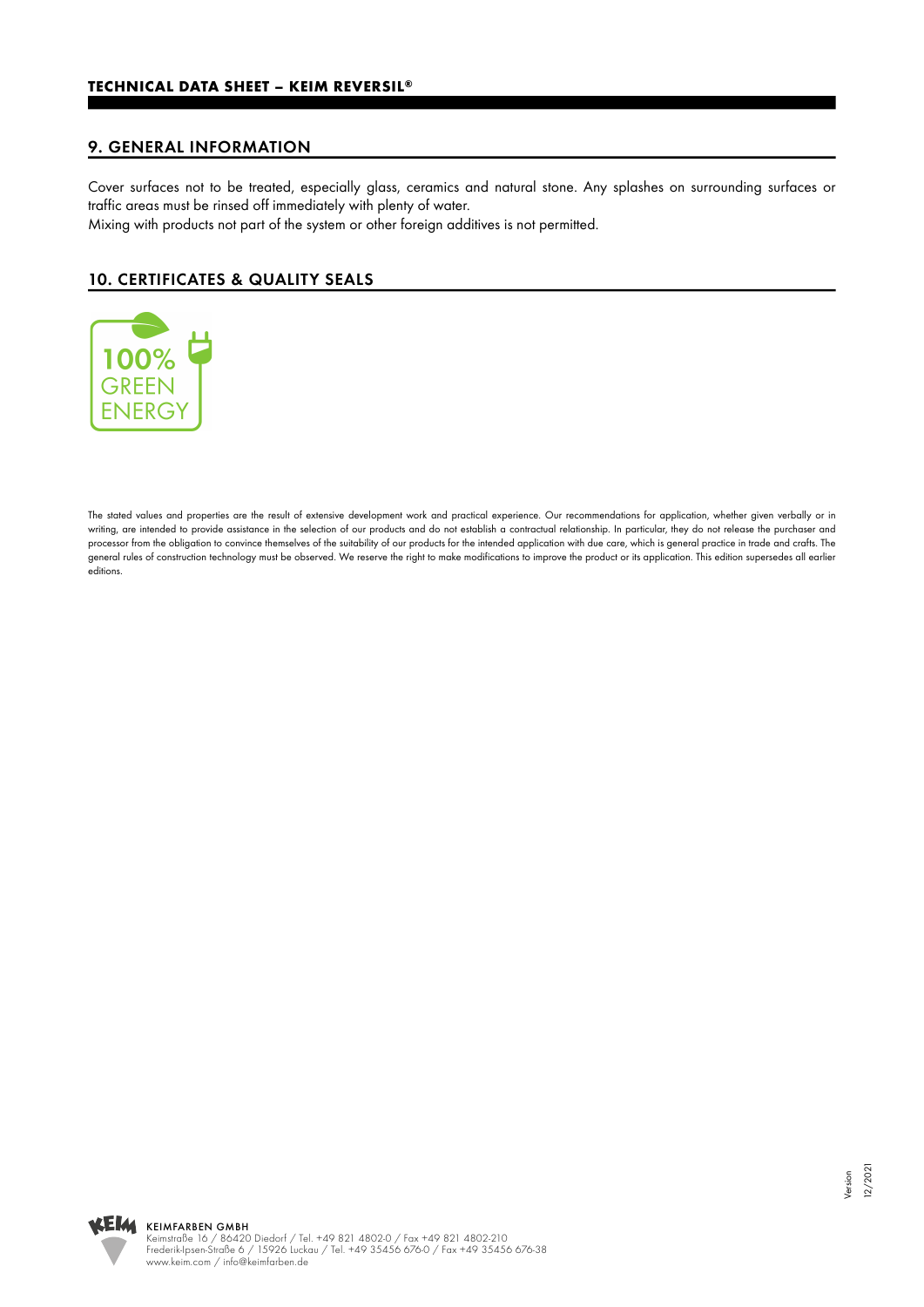## 9. GENERAL INFORMATION

Cover surfaces not to be treated, especially glass, ceramics and natural stone. Any splashes on surrounding surfaces or traffic areas must be rinsed off immediately with plenty of water.
Mixing with products not part of the system or other foreign additives is not permitted.

## 10. CERTIFICATES & QUALITY SEALS

100% GREEN ENERGY

The stated values and properties are the result of extensive development work and practical experience. Our recommendations for application, whether given verbally or in writing, are intended to provide assistance in the selection of our products and do not establish a contractual relationship. In particular, they do not release the purchaser and processor from the obligation to convince themselves of the suitability of our products for the intended application with due care, which is general practice in trade and crafts. The general rules of construction technology must be observed. We reserve the right to make modifications to improve the product or its application. This edition supersedes all earlier editions.

KEIMFARBEN GMBH
Keimstraße 16 / 86420 Diedorf / Tel. +49 821 4802-0 / Fax +49 821 4802-210
Frederik-Ipsen-Straße 6 / 15926 Luckau / Tel. +49 35456 676-0 / Fax +49 35456 676-38
www.keim.com / info@keimfarben.de

Version 12/2021